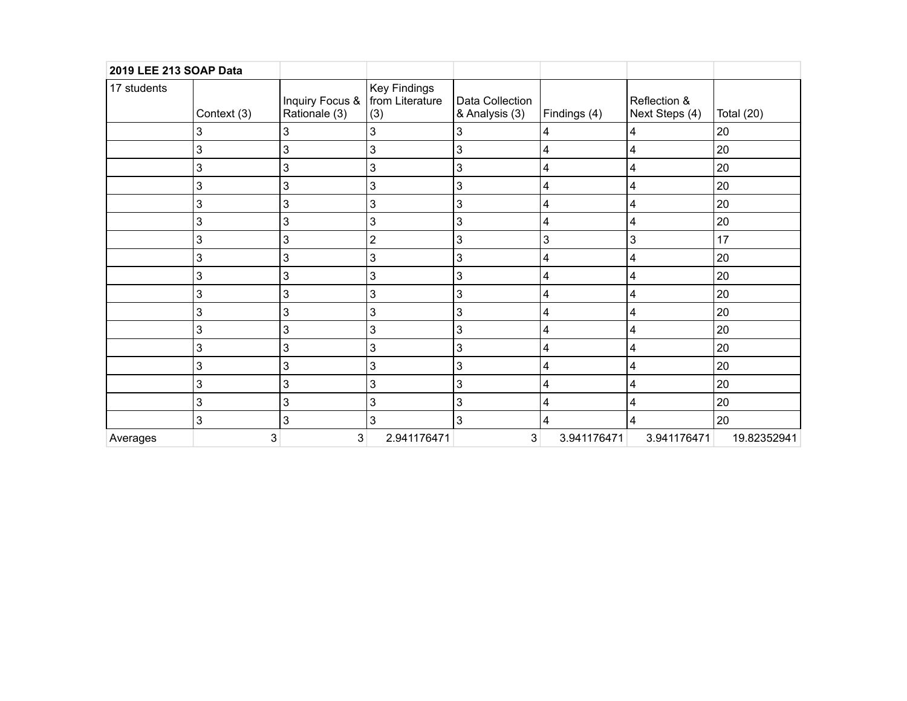| 2019 LEE 213 SOAP Data | | | | | | | |
|---|---|---|---|---|---|---|---|
| 17 students | Context (3) | Inquiry Focus & Rationale (3) | Key Findings from Literature (3) | Data Collection & Analysis (3) | Findings (4) | Reflection & Next Steps (4) | Total (20) |
| | 3 | 3 | 3 | 3 | 4 | 4 | 20 |
| | 3 | 3 | 3 | 3 | 4 | 4 | 20 |
| | 3 | 3 | 3 | 3 | 4 | 4 | 20 |
| | 3 | 3 | 3 | 3 | 4 | 4 | 20 |
| | 3 | 3 | 3 | 3 | 4 | 4 | 20 |
| | 3 | 3 | 3 | 3 | 4 | 4 | 20 |
| | 3 | 3 | 2 | 3 | 3 | 3 | 17 |
| | 3 | 3 | 3 | 3 | 4 | 4 | 20 |
| | 3 | 3 | 3 | 3 | 4 | 4 | 20 |
| | 3 | 3 | 3 | 3 | 4 | 4 | 20 |
| | 3 | 3 | 3 | 3 | 4 | 4 | 20 |
| | 3 | 3 | 3 | 3 | 4 | 4 | 20 |
| | 3 | 3 | 3 | 3 | 4 | 4 | 20 |
| | 3 | 3 | 3 | 3 | 4 | 4 | 20 |
| | 3 | 3 | 3 | 3 | 4 | 4 | 20 |
| | 3 | 3 | 3 | 3 | 4 | 4 | 20 |
| | 3 | 3 | 3 | 3 | 4 | 4 | 20 |
| Averages | 3 | 3 | 2.941176471 | 3 | 3.941176471 | 3.941176471 | 19.82352941 |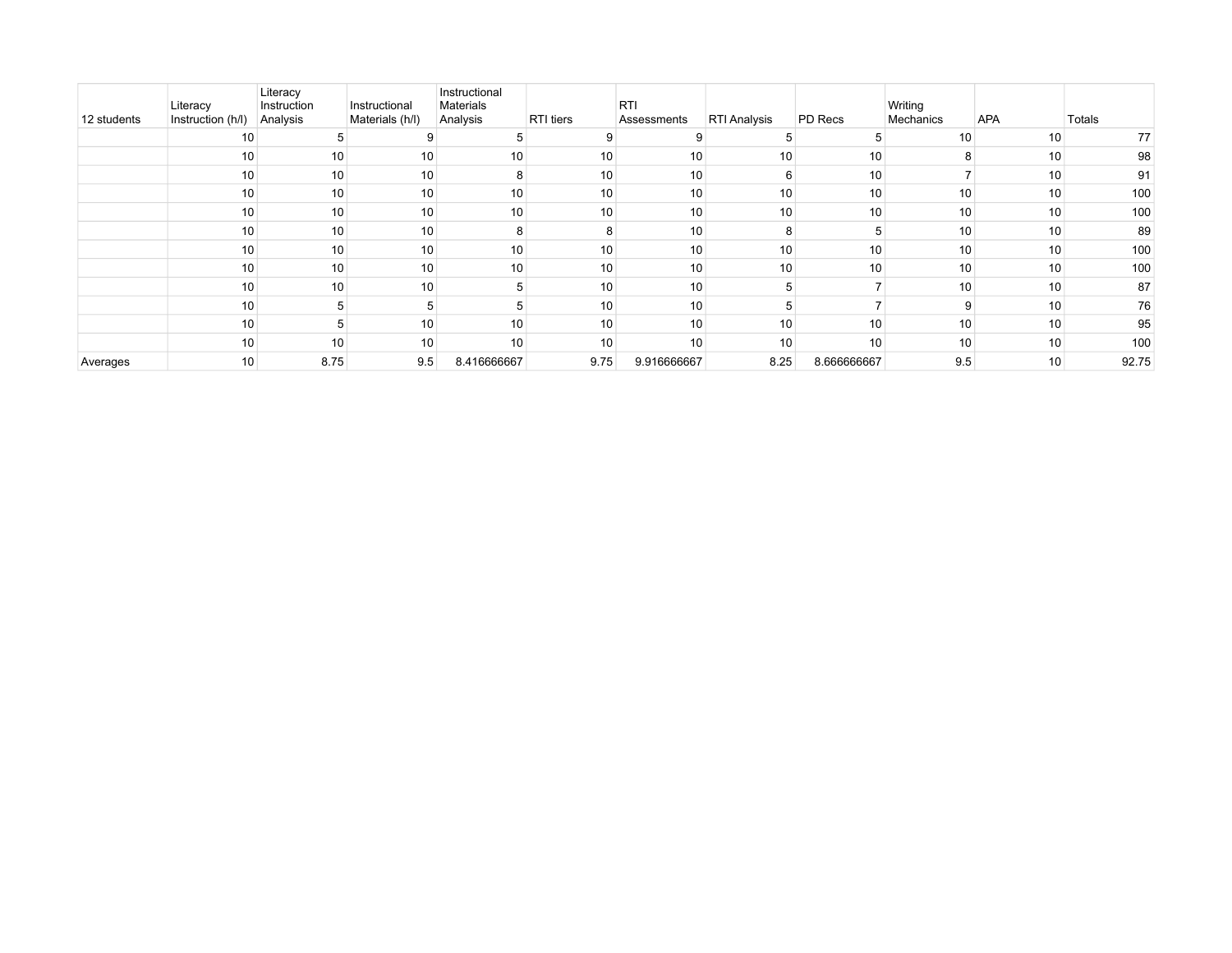| 12 students | Literacy Instruction (h/l) | Literacy Instruction Analysis | Instructional Materials (h/l) | Instructional Materials Analysis | RTI tiers | RTI Assessments | RTI Analysis | PD Recs | Writing Mechanics | APA | Totals |
|---|---|---|---|---|---|---|---|---|---|---|---|
| | 10 | 5 | 9 | 5 | 9 | 9 | 5 | 5 | 10 | 10 | 77 |
| | 10 | 10 | 10 | 10 | 10 | 10 | 10 | 10 | 8 | 10 | 98 |
| | 10 | 10 | 10 | 8 | 10 | 10 | 6 | 10 | 7 | 10 | 91 |
| | 10 | 10 | 10 | 10 | 10 | 10 | 10 | 10 | 10 | 10 | 100 |
| | 10 | 10 | 10 | 10 | 10 | 10 | 10 | 10 | 10 | 10 | 100 |
| | 10 | 10 | 10 | 8 | 8 | 10 | 8 | 5 | 10 | 10 | 89 |
| | 10 | 10 | 10 | 10 | 10 | 10 | 10 | 10 | 10 | 10 | 100 |
| | 10 | 10 | 10 | 10 | 10 | 10 | 10 | 10 | 10 | 10 | 100 |
| | 10 | 10 | 10 | 5 | 10 | 10 | 5 | 7 | 10 | 10 | 87 |
| | 10 | 5 | 5 | 5 | 10 | 10 | 5 | 7 | 9 | 10 | 76 |
| | 10 | 5 | 10 | 10 | 10 | 10 | 10 | 10 | 10 | 10 | 95 |
| | 10 | 10 | 10 | 10 | 10 | 10 | 10 | 10 | 10 | 10 | 100 |
| Averages | 10 | 8.75 | 9.5 | 8.416666667 | 9.75 | 9.916666667 | 8.25 | 8.666666667 | 9.5 | 10 | 92.75 |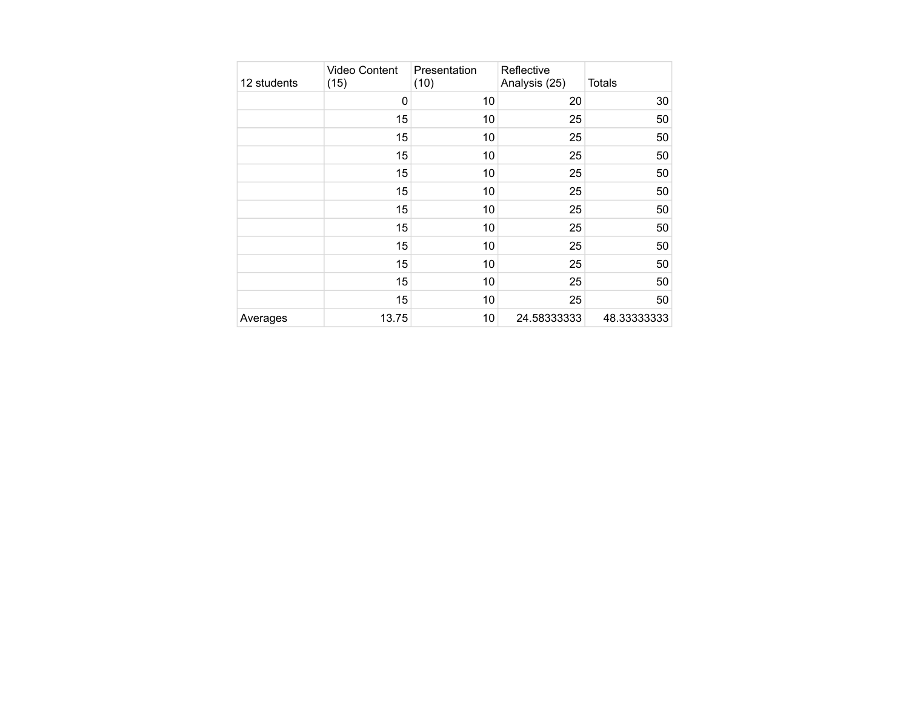| 12 students | Video Content (15) | Presentation (10) | Reflective Analysis (25) | Totals |
|---|---|---|---|---|
| | 0 | 10 | 20 | 30 |
| | 15 | 10 | 25 | 50 |
| | 15 | 10 | 25 | 50 |
| | 15 | 10 | 25 | 50 |
| | 15 | 10 | 25 | 50 |
| | 15 | 10 | 25 | 50 |
| | 15 | 10 | 25 | 50 |
| | 15 | 10 | 25 | 50 |
| | 15 | 10 | 25 | 50 |
| | 15 | 10 | 25 | 50 |
| | 15 | 10 | 25 | 50 |
| | 15 | 10 | 25 | 50 |
| Averages | 13.75 | 10 | 24.58333333 | 48.33333333 |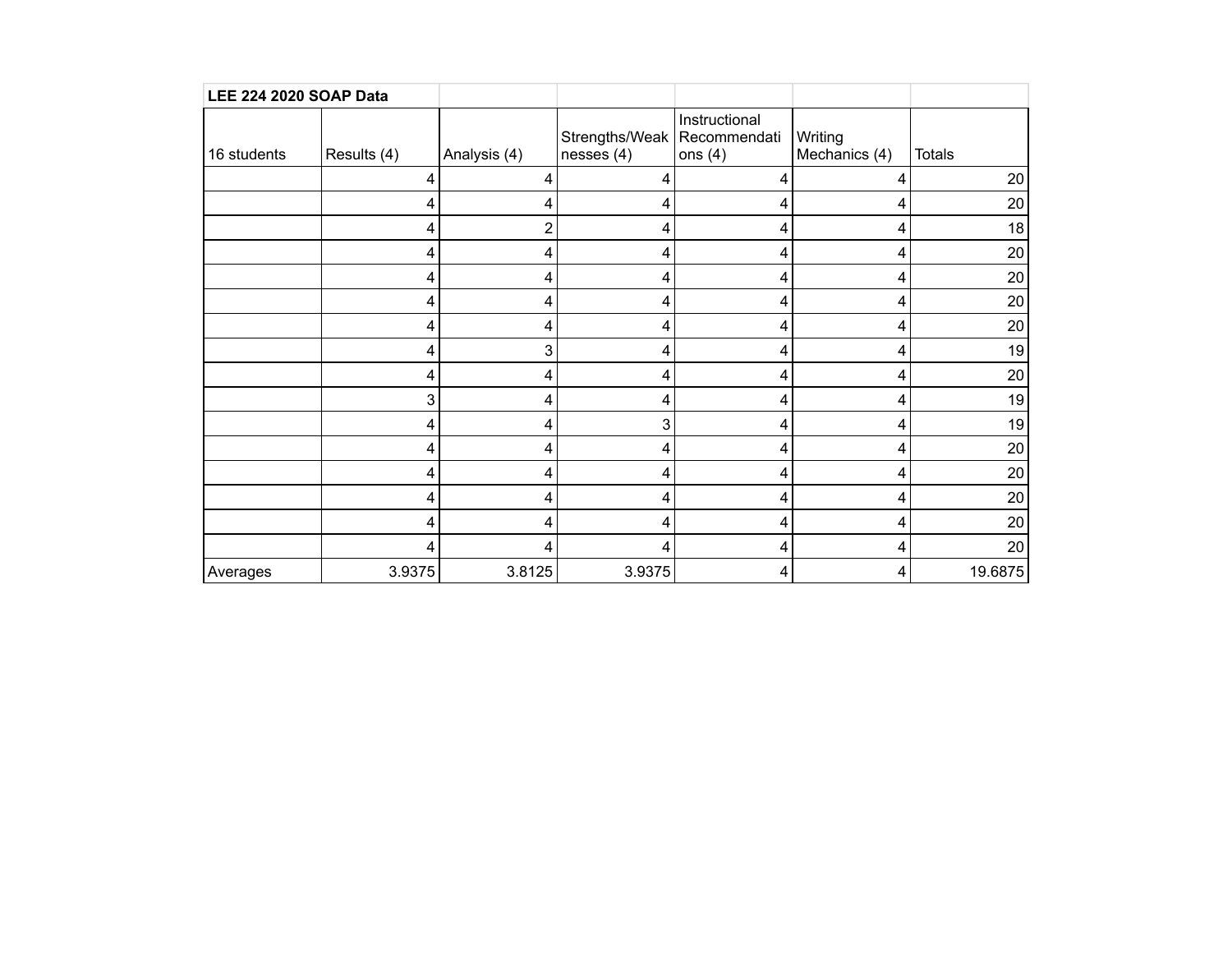| LEE 224 2020 SOAP Data | | | | | | |
|---|---|---|---|---|---|---|
| 16 students | Results (4) | Analysis (4) | Strengths/Weaknesses (4) | Instructional Recommendations (4) | Writing Mechanics (4) | Totals |
| | 4 | 4 | 4 | 4 | 4 | 20 |
| | 4 | 4 | 4 | 4 | 4 | 20 |
| | 4 | 2 | 4 | 4 | 4 | 18 |
| | 4 | 4 | 4 | 4 | 4 | 20 |
| | 4 | 4 | 4 | 4 | 4 | 20 |
| | 4 | 4 | 4 | 4 | 4 | 20 |
| | 4 | 4 | 4 | 4 | 4 | 20 |
| | 4 | 3 | 4 | 4 | 4 | 19 |
| | 4 | 4 | 4 | 4 | 4 | 20 |
| | 3 | 4 | 4 | 4 | 4 | 19 |
| | 4 | 4 | 3 | 4 | 4 | 19 |
| | 4 | 4 | 4 | 4 | 4 | 20 |
| | 4 | 4 | 4 | 4 | 4 | 20 |
| | 4 | 4 | 4 | 4 | 4 | 20 |
| | 4 | 4 | 4 | 4 | 4 | 20 |
| | 4 | 4 | 4 | 4 | 4 | 20 |
| Averages | 3.9375 | 3.8125 | 3.9375 | 4 | 4 | 19.6875 |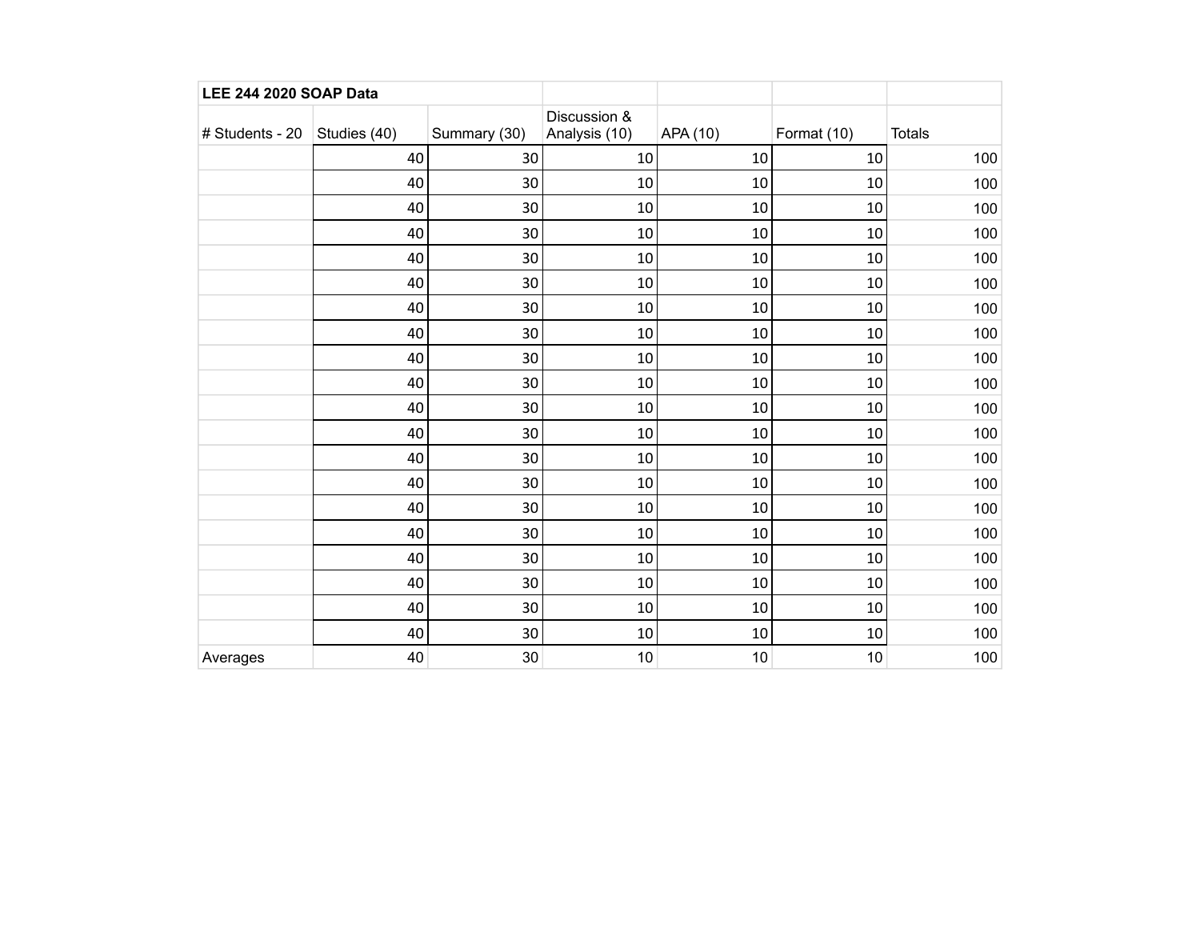| LEE 244 2020 SOAP Data | | | | | | |
|---|---|---|---|---|---|---|
| # Students - 20 | Studies (40) | Summary (30) | Discussion & Analysis (10) | APA (10) | Format (10) | Totals |
| | 40 | 30 | 10 | 10 | 10 | 100 |
| | 40 | 30 | 10 | 10 | 10 | 100 |
| | 40 | 30 | 10 | 10 | 10 | 100 |
| | 40 | 30 | 10 | 10 | 10 | 100 |
| | 40 | 30 | 10 | 10 | 10 | 100 |
| | 40 | 30 | 10 | 10 | 10 | 100 |
| | 40 | 30 | 10 | 10 | 10 | 100 |
| | 40 | 30 | 10 | 10 | 10 | 100 |
| | 40 | 30 | 10 | 10 | 10 | 100 |
| | 40 | 30 | 10 | 10 | 10 | 100 |
| | 40 | 30 | 10 | 10 | 10 | 100 |
| | 40 | 30 | 10 | 10 | 10 | 100 |
| | 40 | 30 | 10 | 10 | 10 | 100 |
| | 40 | 30 | 10 | 10 | 10 | 100 |
| | 40 | 30 | 10 | 10 | 10 | 100 |
| | 40 | 30 | 10 | 10 | 10 | 100 |
| | 40 | 30 | 10 | 10 | 10 | 100 |
| | 40 | 30 | 10 | 10 | 10 | 100 |
| | 40 | 30 | 10 | 10 | 10 | 100 |
| | 40 | 30 | 10 | 10 | 10 | 100 |
| Averages | 40 | 30 | 10 | 10 | 10 | 100 |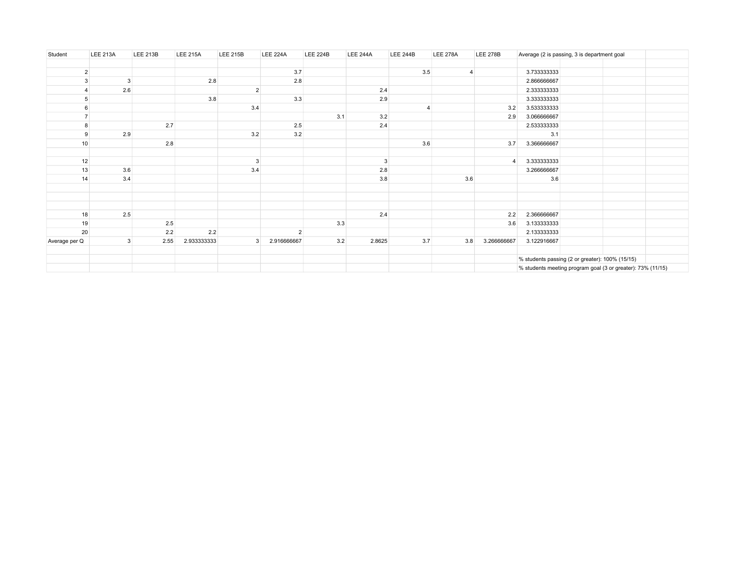| Student | LEE 213A | LEE 213B | LEE 215A | LEE 215B | LEE 224A | LEE 224B | LEE 244A | LEE 244B | LEE 278A | LEE 278B | Average (2 is passing, 3 is department goal |
|---|---|---|---|---|---|---|---|---|---|---|---|
| | | | | | | | | | | | |
| 2 | | | | | 3.7 | | | 3.5 | 4 | | 3.733333333 |
| 3 | 3 | | 2.8 | | 2.8 | | | | | | 2.866666667 |
| 4 | 2.6 | | | 2 | | | 2.4 | | | | 2.333333333 |
| 5 | | | 3.8 | | 3.3 | | 2.9 | | | | 3.333333333 |
| 6 | | | | 3.4 | | | | 4 | | 3.2 | 3.533333333 |
| 7 | | | | | | 3.1 | 3.2 | | | 2.9 | 3.066666667 |
| 8 | | 2.7 | | | 2.5 | | 2.4 | | | | 2.533333333 |
| 9 | 2.9 | | | 3.2 | 3.2 | | | | | | 3.1 |
| 10 | | 2.8 | | | | | | 3.6 | | 3.7 | 3.366666667 |
| | | | | | | | | | | | |
| 12 | | | | 3 | | | 3 | | | 4 | 3.333333333 |
| 13 | 3.6 | | | 3.4 | | | 2.8 | | | | 3.266666667 |
| 14 | 3.4 | | | | | | 3.8 | | 3.6 | | 3.6 |
| | | | | | | | | | | | |
| | | | | | | | | | | | |
| | | | | | | | | | | | |
| 18 | 2.5 | | | | | | 2.4 | | | 2.2 | 2.366666667 |
| 19 | | 2.5 | | | | 3.3 | | | | 3.6 | 3.133333333 |
| 20 | | 2.2 | 2.2 | | 2 | | | | | | 2.133333333 |
| Average per Q | 3 | 2.55 | 2.933333333 | 3 | 2.916666667 | 3.2 | 2.8625 | 3.7 | 3.8 | 3.266666667 | 3.122916667 |
| | | | | | | | | | | | |
| | | | | | | | | | | | % students passing (2 or greater): 100% (15/15) |
| | | | | | | | | | | | % students meeting program goal (3 or greater): 73% (11/15) |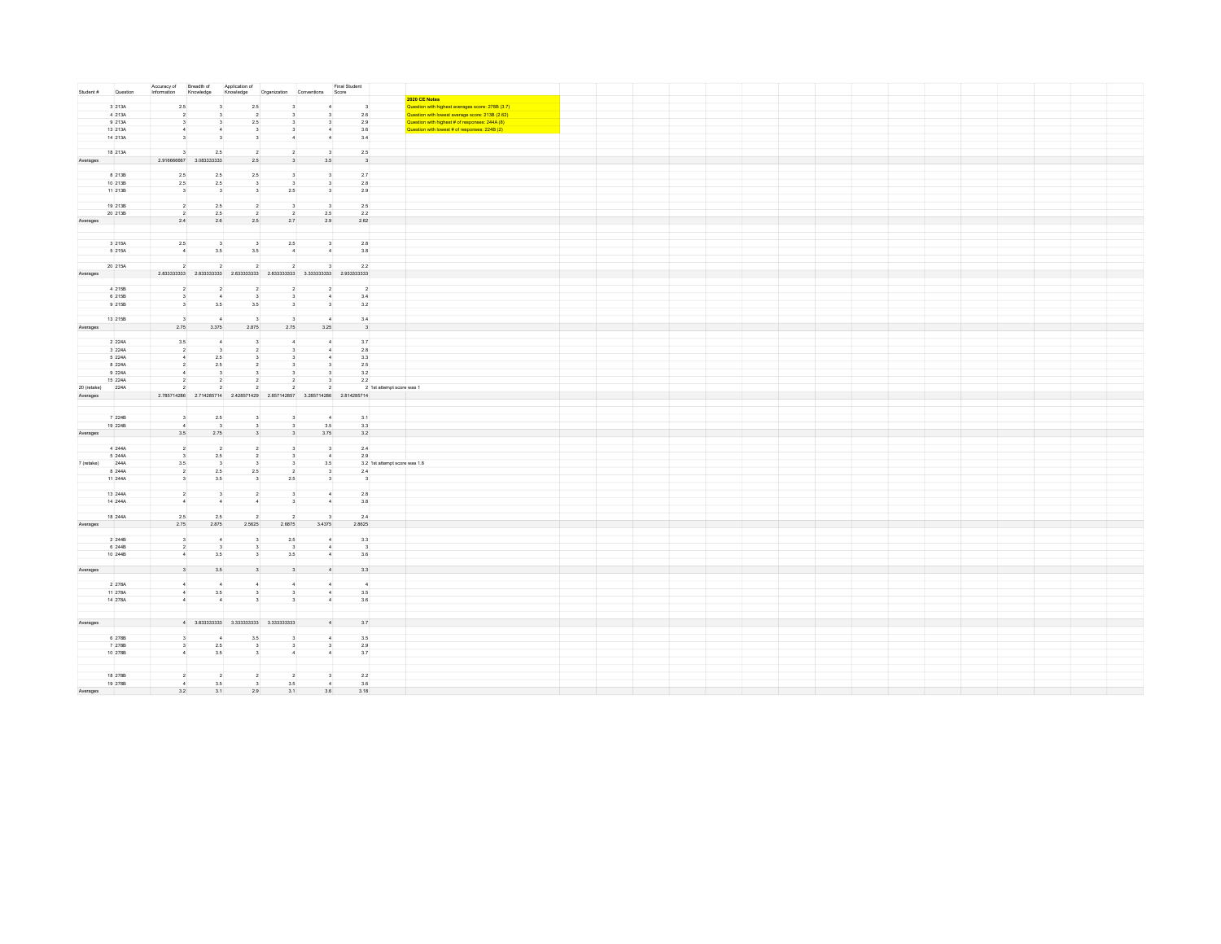| Student # | Question | Accuracy of Information | Breadth of Knowledge | Application of Knowledge | Organization | Conventions | Final Student Score | |
|---|---|---|---|---|---|---|---|---|
| 3 | 213A | 2.5 | 3 | 2.5 | 3 | 4 | 3 | |
| 4 | 213A | 2 | 3 | 2 | 3 | 3 | 2.6 | |
| 9 | 213A | 3 | 3 | 2.5 | 3 | 3 | 2.9 | |
| 13 | 213A | 4 | 4 | 3 | 3 | 4 | 3.6 | |
| 14 | 213A | 3 | 3 | 3 | 4 | 4 | 3.4 | |
| | | | | | | | | |
| 18 | 213A | 3 | 2.5 | 2 | 2 | 3 | 2.5 | |
| Averages | | 2.916666667 | 3.083333333 | 2.5 | 3 | 3.5 | 3 | |
| | | | | | | | | |
| 8 | 213B | 2.5 | 2.5 | 2.5 | 3 | 3 | 2.7 | |
| 10 | 213B | 2.5 | 2.5 | 3 | 3 | 3 | 2.8 | |
| 11 | 213B | 3 | 3 | 3 | 2.5 | 3 | 2.9 | |
| | | | | | | | | |
| 19 | 213B | 2 | 2.5 | 2 | 3 | 3 | 2.5 | |
| 20 | 213B | 2 | 2.5 | 2 | 2 | 2.5 | 2.2 | |
| Averages | | 2.4 | 2.6 | 2.5 | 2.7 | 2.9 | 2.62 | |
| | | | | | | | | |
| | | | | | | | | |
| 3 | 215A | 2.5 | 3 | 3 | 2.5 | 3 | 2.8 | |
| 5 | 215A | 4 | 3.5 | 3.5 | 4 | 4 | 3.8 | |
| | | | | | | | | |
| 20 | 215A | 2 | 2 | 2 | 2 | 3 | 2.2 | |
| Averages | | 2.833333333 | 2.833333333 | 2.833333333 | 2.833333333 | 3.333333333 | 2.933333333 | |
| | | | | | | | | |
| 4 | 215B | 2 | 2 | 2 | 2 | 2 | 2 | |
| 6 | 215B | 3 | 4 | 3 | 3 | 4 | 3.4 | |
| 9 | 215B | 3 | 3.5 | 3.5 | 3 | 3 | 3.2 | |
| | | | | | | | | |
| 13 | 215B | 3 | 4 | 3 | 3 | 4 | 3.4 | |
| Averages | | 2.75 | 3.375 | 2.875 | 2.75 | 3.25 | 3 | |
| | | | | | | | | |
| 2 | 224A | 3.5 | 4 | 3 | 4 | 4 | 3.7 | |
| 3 | 224A | 2 | 3 | 2 | 3 | 4 | 2.8 | |
| 5 | 224A | 4 | 2.5 | 3 | 3 | 4 | 3.3 | |
| 8 | 224A | 2 | 2.5 | 2 | 3 | 3 | 2.5 | |
| 9 | 224A | 4 | 3 | 3 | 3 | 3 | 3.2 | |
| 15 | 224A | 2 | 2 | 2 | 2 | 3 | 2.2 | |
| 20 (retake) | 224A | 2 | 2 | 2 | 2 | 2 | 2 | 1st attempt score was 1 |
| Averages | | 2.785714286 | 2.714285714 | 2.428571429 | 2.857142857 | 3.285714286 | 2.814285714 | |
| | | | | | | | | |
| 7 | 224B | 3 | 2.5 | 3 | 3 | 4 | 3.1 | |
| 19 | 224B | 4 | 3 | 3 | 3 | 3.5 | 3.3 | |
| Averages | | 3.5 | 2.75 | 3 | 3 | 3.75 | 3.2 | |
| | | | | | | | | |
| 4 | 244A | 2 | 2 | 2 | 3 | 3 | 2.4 | |
| 5 | 244A | 3 | 2.5 | 2 | 3 | 4 | 2.9 | |
| 7 (retake) | 244A | 3.5 | 3 | 3 | 3 | 3.5 | 3.2 | 1st attempt score was 1.8 |
| 8 | 244A | 2 | 2.5 | 2.5 | 2 | 3 | 2.4 | |
| 11 | 244A | 3 | 3.5 | 3 | 2.5 | 3 | 3 | |
| | | | | | | | | |
| 13 | 244A | 2 | 3 | 2 | 3 | 4 | 2.8 | |
| 14 | 244A | 4 | 4 | 4 | 3 | 4 | 3.8 | |
| | | | | | | | | |
| 18 | 244A | 2.5 | 2.5 | 2 | 2 | 3 | 2.4 | |
| Averages | | 2.75 | 2.875 | 2.5625 | 2.6875 | 3.4375 | 2.8625 | |
| | | | | | | | | |
| 2 | 244B | 3 | 4 | 3 | 2.5 | 4 | 3.3 | |
| 6 | 244B | 2 | 3 | 3 | 3 | 4 | 3 | |
| 10 | 244B | 4 | 3.5 | 3 | 3.5 | 4 | 3.6 | |
| | | | | | | | | |
| Averages | | 3 | 3.5 | 3 | 3 | 4 | 3.3 | |
| | | | | | | | | |
| 2 | 278A | 4 | 4 | 4 | 4 | 4 | 4 | |
| 11 | 278A | 4 | 3.5 | 3 | 3 | 4 | 3.5 | |
| 14 | 278A | 4 | 4 | 3 | 3 | 4 | 3.6 | |
| | | | | | | | | |
| | | | | | | | | |
| Averages | | 4 | 3.833333333 | 3.333333333 | 3.333333333 | 4 | 3.7 | |
| | | | | | | | | |
| 6 | 278B | 3 | 4 | 3.5 | 3 | 4 | 3.5 | |
| 7 | 278B | 3 | 2.5 | 3 | 3 | 3 | 2.9 | |
| 10 | 278B | 4 | 3.5 | 3 | 4 | 4 | 3.7 | |
| | | | | | | | | |
| | | | | | | | | |
| 18 | 278B | 2 | 2 | 2 | 2 | 3 | 2.2 | |
| 19 | 278B | 4 | 3.5 | 3 | 3.5 | 4 | 3.6 | |
| Averages | | 3.2 | 3.1 | 2.9 | 3.1 | 3.6 | 3.18 | |

**2020 CE Notes**

- Question with highest averages score: 278B (3.7)
- Question with lowest average score: 213B (2.62)
- Question with highest # of responses: 244A (8)
- Question with lowest # of responses: 224B (2)